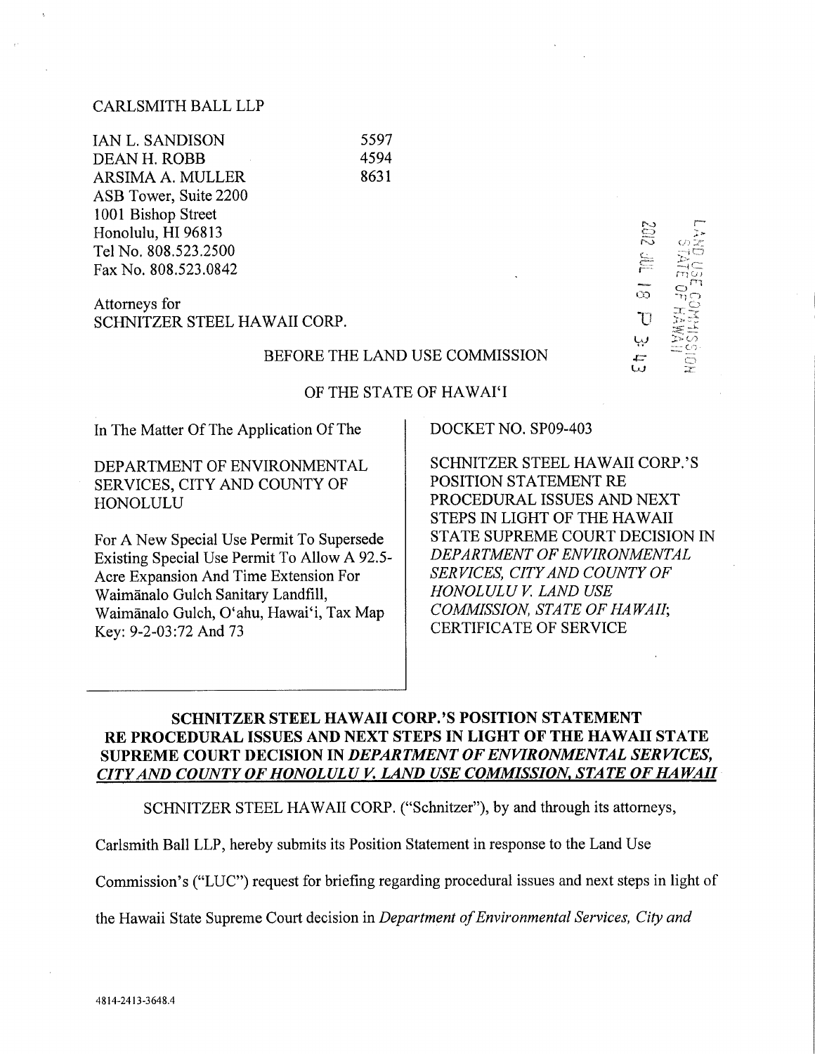CARLSMITH BALL LLP

IAN L. SANDISON 5597
DEAN H. ROBB 4594
ARSIMA A. MULLER 8631
ASB Tower, Suite 2200
1001 Bishop Street
Honolulu, HI 96813
Tel No. 808.523.2500
Fax No. 808.523.0842

Attorneys for
SCHNITZER STEEL HAWAII CORP.

LAND USE COMMISSION
STATE OF HAWAII
2012 JUL 18 P 3:43

BEFORE THE LAND USE COMMISSION

OF THE STATE OF HAWAIʻI

| | |
|---|---|
| In The Matter Of The Application Of The<br><br>DEPARTMENT OF ENVIRONMENTAL SERVICES, CITY AND COUNTY OF HONOLULU<br><br>For A New Special Use Permit To Supersede Existing Special Use Permit To Allow A 92.5-Acre Expansion And Time Extension For Waimānalo Gulch Sanitary Landfill, Waimānalo Gulch, Oʻahu, Hawaiʻi, Tax Map Key: 9-2-03:72 And 73 | DOCKET NO. SP09-403<br><br>SCHNITZER STEEL HAWAII CORP.'S POSITION STATEMENT RE PROCEDURAL ISSUES AND NEXT STEPS IN LIGHT OF THE HAWAII STATE SUPREME COURT DECISION IN *DEPARTMENT OF ENVIRONMENTAL SERVICES, CITY AND COUNTY OF HONOLULU V. LAND USE COMMISSION, STATE OF HAWAII*; CERTIFICATE OF SERVICE |

**SCHNITZER STEEL HAWAII CORP.'S POSITION STATEMENT RE PROCEDURAL ISSUES AND NEXT STEPS IN LIGHT OF THE HAWAII STATE SUPREME COURT DECISION IN *DEPARTMENT OF ENVIRONMENTAL SERVICES, CITY AND COUNTY OF HONOLULU V. LAND USE COMMISSION, STATE OF HAWAII***

SCHNITZER STEEL HAWAII CORP. ("Schnitzer"), by and through its attorneys, Carlsmith Ball LLP, hereby submits its Position Statement in response to the Land Use Commission's ("LUC") request for briefing regarding procedural issues and next steps in light of the Hawaii State Supreme Court decision in *Department of Environmental Services, City and*

4814-2413-3648.4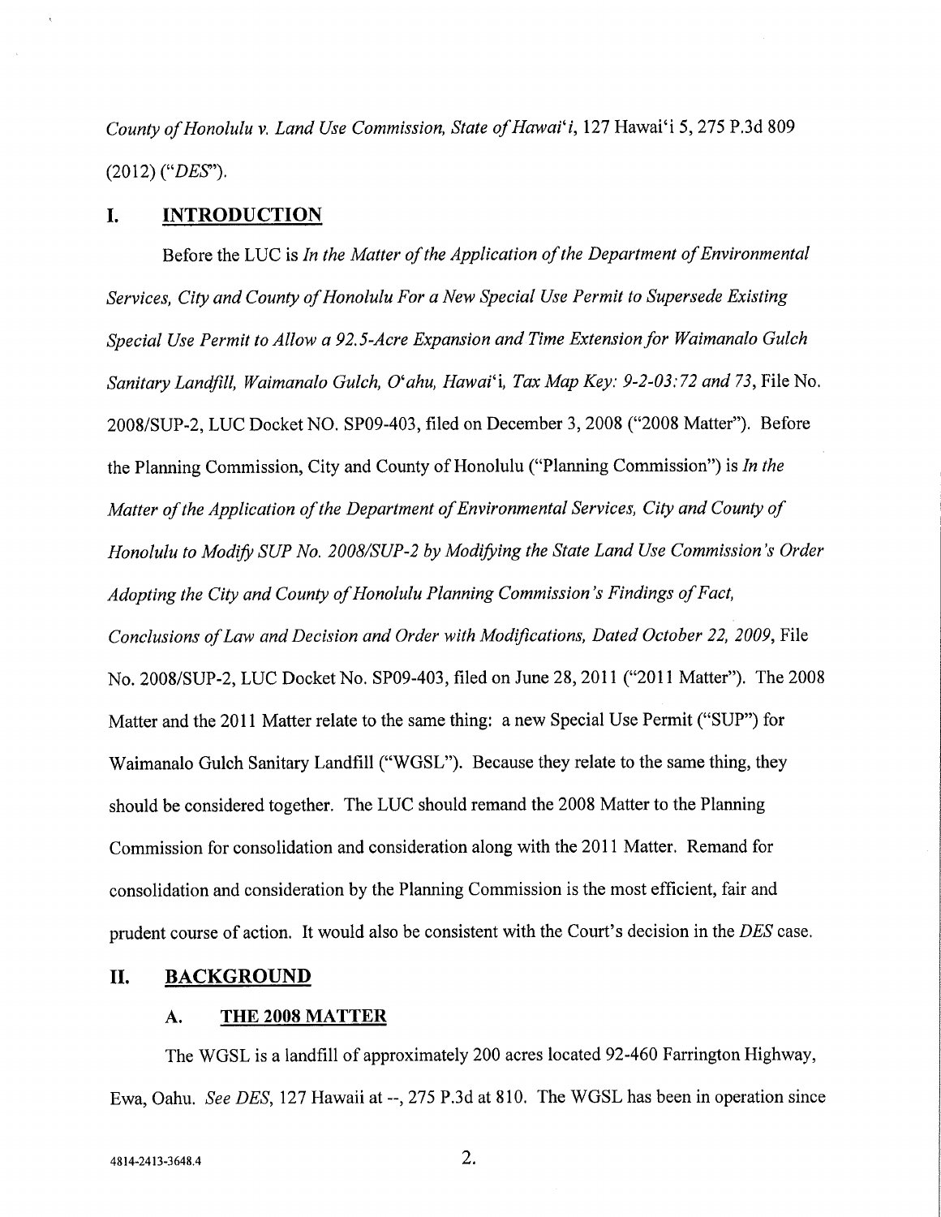*County of Honolulu v. Land Use Commission, State of Hawai'i*, 127 Hawai'i 5, 275 P.3d 809 (2012) ("*DES*").

## I. INTRODUCTION

Before the LUC is *In the Matter of the Application of the Department of Environmental Services, City and County of Honolulu For a New Special Use Permit to Supersede Existing Special Use Permit to Allow a 92.5-Acre Expansion and Time Extension for Waimanalo Gulch Sanitary Landfill, Waimanalo Gulch, O'ahu, Hawai'i, Tax Map Key: 9-2-03:72 and 73*, File No. 2008/SUP-2, LUC Docket NO. SP09-403, filed on December 3, 2008 ("2008 Matter"). Before the Planning Commission, City and County of Honolulu ("Planning Commission") is *In the Matter of the Application of the Department of Environmental Services, City and County of Honolulu to Modify SUP No. 2008/SUP-2 by Modifying the State Land Use Commission's Order Adopting the City and County of Honolulu Planning Commission's Findings of Fact, Conclusions of Law and Decision and Order with Modifications, Dated October 22, 2009*, File No. 2008/SUP-2, LUC Docket No. SP09-403, filed on June 28, 2011 ("2011 Matter"). The 2008 Matter and the 2011 Matter relate to the same thing: a new Special Use Permit ("SUP") for Waimanalo Gulch Sanitary Landfill ("WGSL"). Because they relate to the same thing, they should be considered together. The LUC should remand the 2008 Matter to the Planning Commission for consolidation and consideration along with the 2011 Matter. Remand for consolidation and consideration by the Planning Commission is the most efficient, fair and prudent course of action. It would also be consistent with the Court's decision in the *DES* case.

## II. BACKGROUND

### A. THE 2008 MATTER

The WGSL is a landfill of approximately 200 acres located 92-460 Farrington Highway, Ewa, Oahu. *See DES*, 127 Hawaii at --, 275 P.3d at 810. The WGSL has been in operation since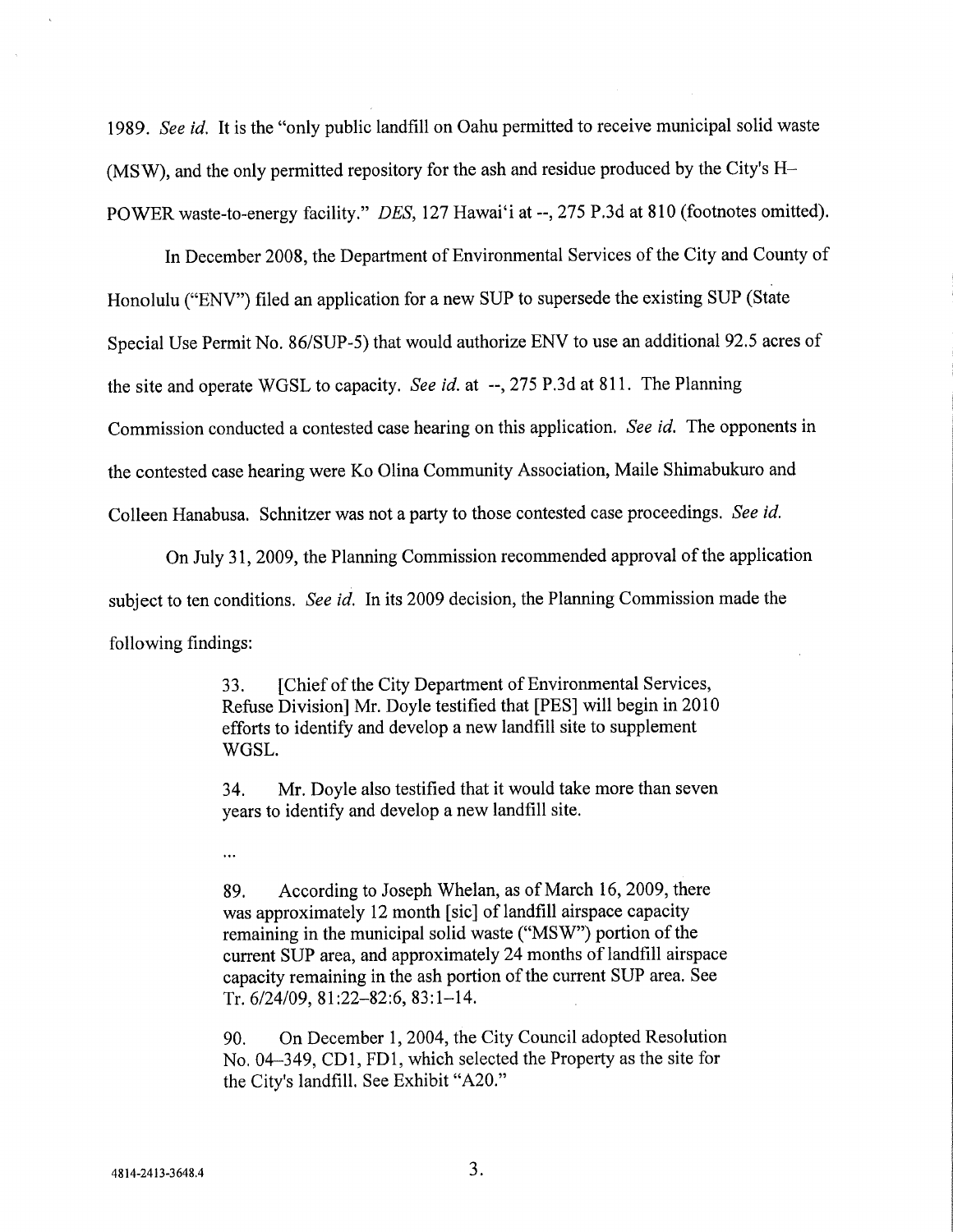1989. *See id.* It is the "only public landfill on Oahu permitted to receive municipal solid waste (MSW), and the only permitted repository for the ash and residue produced by the City's H–POWER waste-to-energy facility." *DES*, 127 Hawai'i at --, 275 P.3d at 810 (footnotes omitted).

In December 2008, the Department of Environmental Services of the City and County of Honolulu ("ENV") filed an application for a new SUP to supersede the existing SUP (State Special Use Permit No. 86/SUP-5) that would authorize ENV to use an additional 92.5 acres of the site and operate WGSL to capacity. *See id.* at --, 275 P.3d at 811. The Planning Commission conducted a contested case hearing on this application. *See id.* The opponents in the contested case hearing were Ko Olina Community Association, Maile Shimabukuro and Colleen Hanabusa. Schnitzer was not a party to those contested case proceedings. *See id.*

On July 31, 2009, the Planning Commission recommended approval of the application subject to ten conditions. *See id.* In its 2009 decision, the Planning Commission made the following findings:

> 33. [Chief of the City Department of Environmental Services, Refuse Division] Mr. Doyle testified that [PES] will begin in 2010 efforts to identify and develop a new landfill site to supplement WGSL.
>
> 34. Mr. Doyle also testified that it would take more than seven years to identify and develop a new landfill site.
>
> ...
>
> 89. According to Joseph Whelan, as of March 16, 2009, there was approximately 12 month [sic] of landfill airspace capacity remaining in the municipal solid waste ("MSW") portion of the current SUP area, and approximately 24 months of landfill airspace capacity remaining in the ash portion of the current SUP area. See Tr. 6/24/09, 81:22–82:6, 83:1–14.
>
> 90. On December 1, 2004, the City Council adopted Resolution No. 04–349, CD1, FD1, which selected the Property as the site for the City's landfill. See Exhibit "A20."

4814-2413-3648.4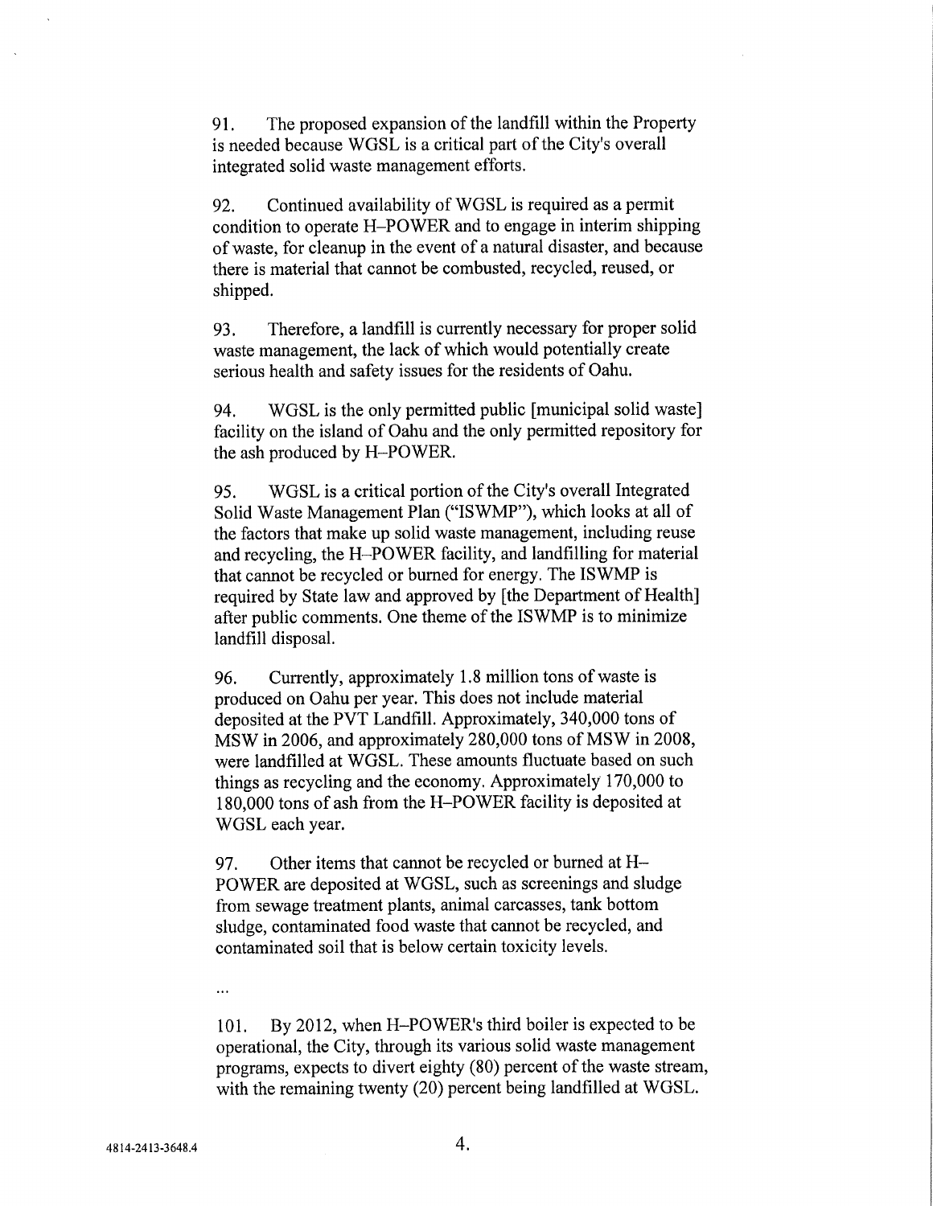91. The proposed expansion of the landfill within the Property is needed because WGSL is a critical part of the City's overall integrated solid waste management efforts.

92. Continued availability of WGSL is required as a permit condition to operate H–POWER and to engage in interim shipping of waste, for cleanup in the event of a natural disaster, and because there is material that cannot be combusted, recycled, reused, or shipped.

93. Therefore, a landfill is currently necessary for proper solid waste management, the lack of which would potentially create serious health and safety issues for the residents of Oahu.

94. WGSL is the only permitted public [municipal solid waste] facility on the island of Oahu and the only permitted repository for the ash produced by H–POWER.

95. WGSL is a critical portion of the City's overall Integrated Solid Waste Management Plan ("ISWMP"), which looks at all of the factors that make up solid waste management, including reuse and recycling, the H–POWER facility, and landfilling for material that cannot be recycled or burned for energy. The ISWMP is required by State law and approved by [the Department of Health] after public comments. One theme of the ISWMP is to minimize landfill disposal.

96. Currently, approximately 1.8 million tons of waste is produced on Oahu per year. This does not include material deposited at the PVT Landfill. Approximately, 340,000 tons of MSW in 2006, and approximately 280,000 tons of MSW in 2008, were landfilled at WGSL. These amounts fluctuate based on such things as recycling and the economy. Approximately 170,000 to 180,000 tons of ash from the H–POWER facility is deposited at WGSL each year.

97. Other items that cannot be recycled or burned at H–POWER are deposited at WGSL, such as screenings and sludge from sewage treatment plants, animal carcasses, tank bottom sludge, contaminated food waste that cannot be recycled, and contaminated soil that is below certain toxicity levels.

...

101. By 2012, when H–POWER's third boiler is expected to be operational, the City, through its various solid waste management programs, expects to divert eighty (80) percent of the waste stream, with the remaining twenty (20) percent being landfilled at WGSL.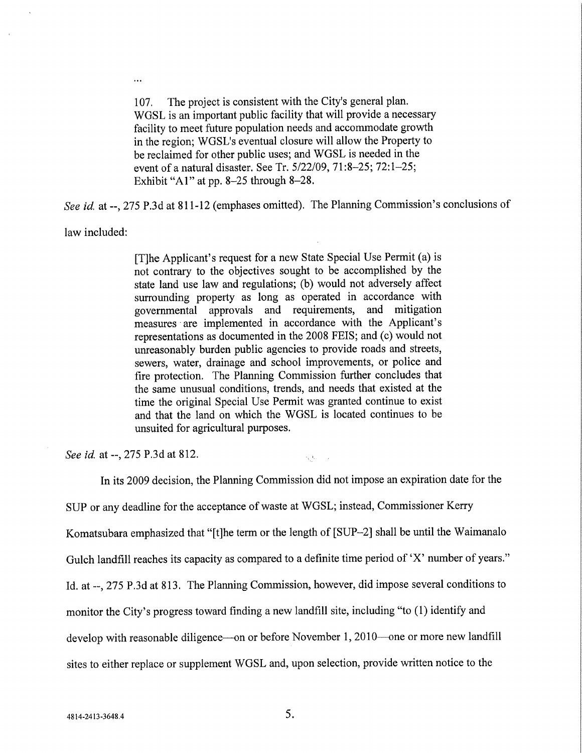...

> 107. The project is consistent with the City's general plan. WGSL is an important public facility that will provide a necessary facility to meet future population needs and accommodate growth in the region; WGSL's eventual closure will allow the Property to be reclaimed for other public uses; and WGSL is needed in the event of a natural disaster. See Tr. 5/22/09, 71:8–25; 72:1–25; Exhibit "A1" at pp. 8–25 through 8–28.

*See id.* at --, 275 P.3d at 811-12 (emphases omitted). The Planning Commission's conclusions of law included:

> [T]he Applicant's request for a new State Special Use Permit (a) is not contrary to the objectives sought to be accomplished by the state land use law and regulations; (b) would not adversely affect surrounding property as long as operated in accordance with governmental approvals and requirements, and mitigation measures are implemented in accordance with the Applicant's representations as documented in the 2008 FEIS; and (c) would not unreasonably burden public agencies to provide roads and streets, sewers, water, drainage and school improvements, or police and fire protection. The Planning Commission further concludes that the same unusual conditions, trends, and needs that existed at the time the original Special Use Permit was granted continue to exist and that the land on which the WGSL is located continues to be unsuited for agricultural purposes.

*See id.* at --, 275 P.3d at 812.

In its 2009 decision, the Planning Commission did not impose an expiration date for the SUP or any deadline for the acceptance of waste at WGSL; instead, Commissioner Kerry Komatsubara emphasized that "[t]he term or the length of [SUP–2] shall be until the Waimanalo Gulch landfill reaches its capacity as compared to a definite time period of 'X' number of years." Id. at --, 275 P.3d at 813. The Planning Commission, however, did impose several conditions to monitor the City's progress toward finding a new landfill site, including "to (1) identify and develop with reasonable diligence—on or before November 1, 2010—one or more new landfill sites to either replace or supplement WGSL and, upon selection, provide written notice to the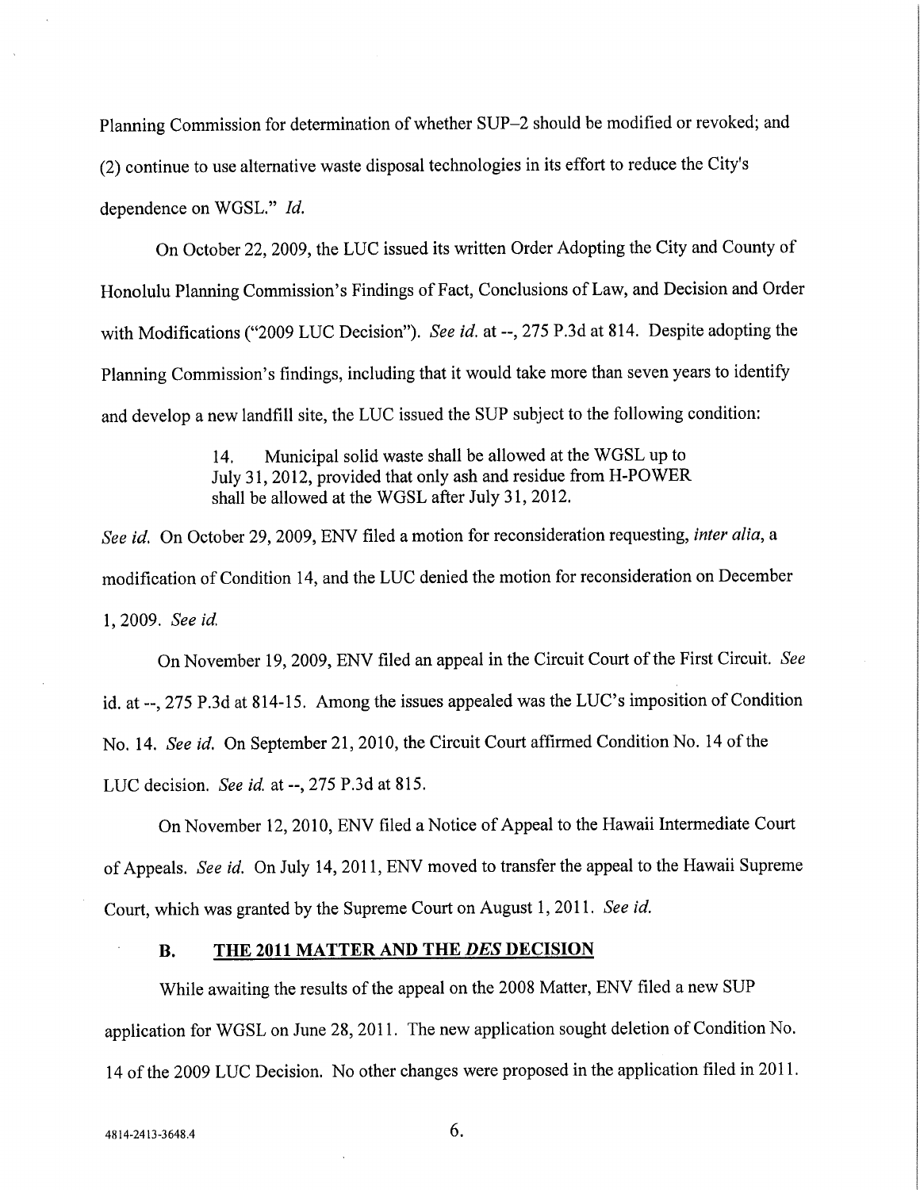Planning Commission for determination of whether SUP–2 should be modified or revoked; and (2) continue to use alternative waste disposal technologies in its effort to reduce the City's dependence on WGSL." *Id.*

On October 22, 2009, the LUC issued its written Order Adopting the City and County of Honolulu Planning Commission's Findings of Fact, Conclusions of Law, and Decision and Order with Modifications ("2009 LUC Decision"). *See id.* at --, 275 P.3d at 814. Despite adopting the Planning Commission's findings, including that it would take more than seven years to identify and develop a new landfill site, the LUC issued the SUP subject to the following condition:

> 14. Municipal solid waste shall be allowed at the WGSL up to July 31, 2012, provided that only ash and residue from H-POWER shall be allowed at the WGSL after July 31, 2012.

*See id.* On October 29, 2009, ENV filed a motion for reconsideration requesting, *inter alia*, a modification of Condition 14, and the LUC denied the motion for reconsideration on December 1, 2009. *See id.*

On November 19, 2009, ENV filed an appeal in the Circuit Court of the First Circuit. *See* id. at --, 275 P.3d at 814-15. Among the issues appealed was the LUC's imposition of Condition No. 14. *See id.* On September 21, 2010, the Circuit Court affirmed Condition No. 14 of the LUC decision. *See id.* at --, 275 P.3d at 815.

On November 12, 2010, ENV filed a Notice of Appeal to the Hawaii Intermediate Court of Appeals. *See id.* On July 14, 2011, ENV moved to transfer the appeal to the Hawaii Supreme Court, which was granted by the Supreme Court on August 1, 2011. *See id.*

## B. THE 2011 MATTER AND THE *DES* DECISION

While awaiting the results of the appeal on the 2008 Matter, ENV filed a new SUP application for WGSL on June 28, 2011. The new application sought deletion of Condition No. 14 of the 2009 LUC Decision. No other changes were proposed in the application filed in 2011.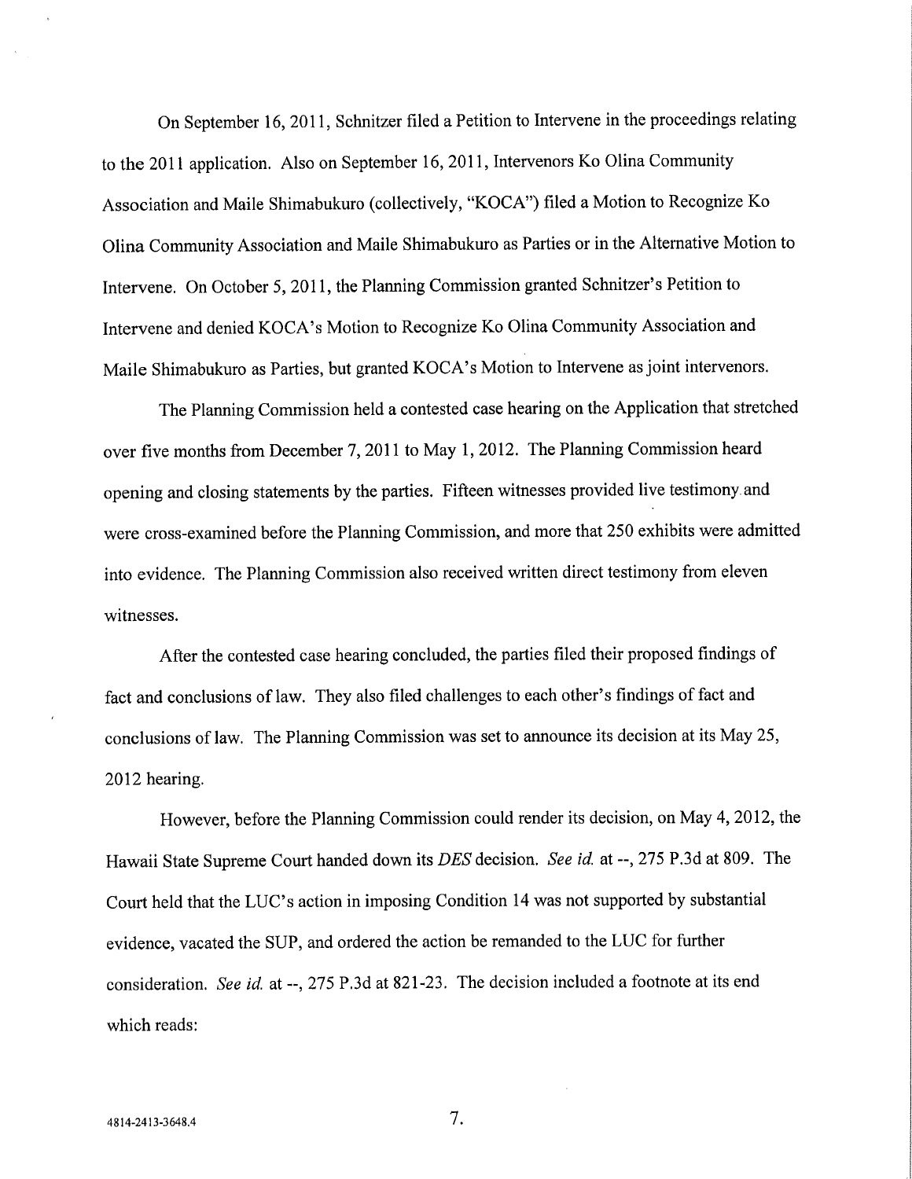On September 16, 2011, Schnitzer filed a Petition to Intervene in the proceedings relating to the 2011 application. Also on September 16, 2011, Intervenors Ko Olina Community Association and Maile Shimabukuro (collectively, "KOCA") filed a Motion to Recognize Ko Olina Community Association and Maile Shimabukuro as Parties or in the Alternative Motion to Intervene. On October 5, 2011, the Planning Commission granted Schnitzer's Petition to Intervene and denied KOCA's Motion to Recognize Ko Olina Community Association and Maile Shimabukuro as Parties, but granted KOCA's Motion to Intervene as joint intervenors.

The Planning Commission held a contested case hearing on the Application that stretched over five months from December 7, 2011 to May 1, 2012. The Planning Commission heard opening and closing statements by the parties. Fifteen witnesses provided live testimony and were cross-examined before the Planning Commission, and more that 250 exhibits were admitted into evidence. The Planning Commission also received written direct testimony from eleven witnesses.

After the contested case hearing concluded, the parties filed their proposed findings of fact and conclusions of law. They also filed challenges to each other's findings of fact and conclusions of law. The Planning Commission was set to announce its decision at its May 25, 2012 hearing.

However, before the Planning Commission could render its decision, on May 4, 2012, the Hawaii State Supreme Court handed down its *DES* decision. *See id.* at --, 275 P.3d at 809. The Court held that the LUC's action in imposing Condition 14 was not supported by substantial evidence, vacated the SUP, and ordered the action be remanded to the LUC for further consideration. *See id.* at --, 275 P.3d at 821-23. The decision included a footnote at its end which reads: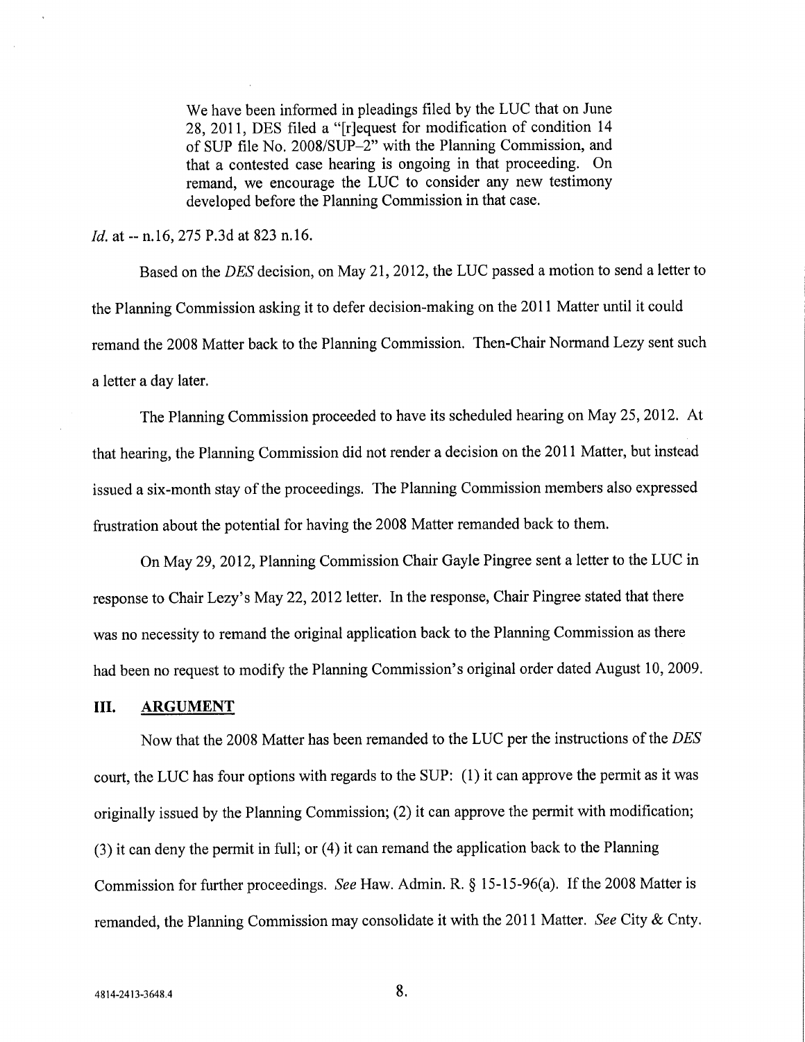> We have been informed in pleadings filed by the LUC that on June 28, 2011, DES filed a "[r]equest for modification of condition 14 of SUP file No. 2008/SUP–2" with the Planning Commission, and that a contested case hearing is ongoing in that proceeding. On remand, we encourage the LUC to consider any new testimony developed before the Planning Commission in that case.

*Id.* at -- n.16, 275 P.3d at 823 n.16.

Based on the *DES* decision, on May 21, 2012, the LUC passed a motion to send a letter to the Planning Commission asking it to defer decision-making on the 2011 Matter until it could remand the 2008 Matter back to the Planning Commission. Then-Chair Normand Lezy sent such a letter a day later.

The Planning Commission proceeded to have its scheduled hearing on May 25, 2012. At that hearing, the Planning Commission did not render a decision on the 2011 Matter, but instead issued a six-month stay of the proceedings. The Planning Commission members also expressed frustration about the potential for having the 2008 Matter remanded back to them.

On May 29, 2012, Planning Commission Chair Gayle Pingree sent a letter to the LUC in response to Chair Lezy's May 22, 2012 letter. In the response, Chair Pingree stated that there was no necessity to remand the original application back to the Planning Commission as there had been no request to modify the Planning Commission's original order dated August 10, 2009.

## III. ARGUMENT

Now that the 2008 Matter has been remanded to the LUC per the instructions of the *DES* court, the LUC has four options with regards to the SUP: (1) it can approve the permit as it was originally issued by the Planning Commission; (2) it can approve the permit with modification; (3) it can deny the permit in full; or (4) it can remand the application back to the Planning Commission for further proceedings. *See* Haw. Admin. R. § 15-15-96(a). If the 2008 Matter is remanded, the Planning Commission may consolidate it with the 2011 Matter. *See* City & Cnty.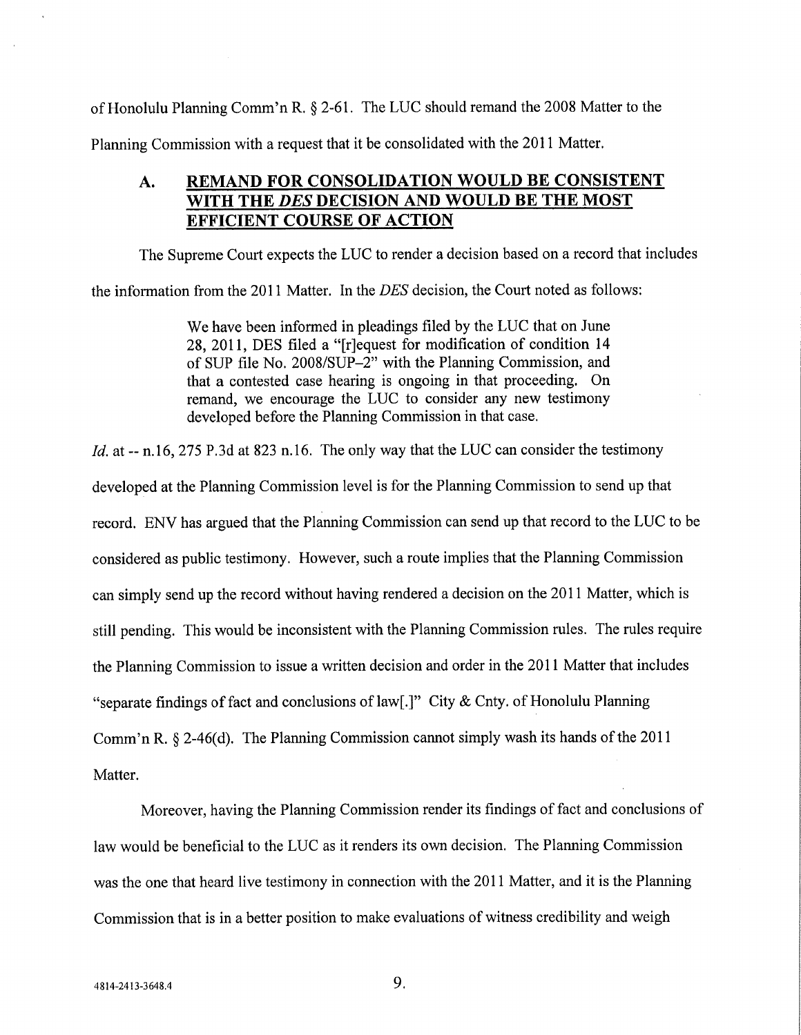of Honolulu Planning Comm'n R. § 2-61. The LUC should remand the 2008 Matter to the Planning Commission with a request that it be consolidated with the 2011 Matter.

### A. REMAND FOR CONSOLIDATION WOULD BE CONSISTENT WITH THE *DES* DECISION AND WOULD BE THE MOST EFFICIENT COURSE OF ACTION

The Supreme Court expects the LUC to render a decision based on a record that includes the information from the 2011 Matter. In the *DES* decision, the Court noted as follows:

> We have been informed in pleadings filed by the LUC that on June 28, 2011, DES filed a "[r]equest for modification of condition 14 of SUP file No. 2008/SUP–2" with the Planning Commission, and that a contested case hearing is ongoing in that proceeding. On remand, we encourage the LUC to consider any new testimony developed before the Planning Commission in that case.

*Id.* at -- n.16, 275 P.3d at 823 n.16. The only way that the LUC can consider the testimony developed at the Planning Commission level is for the Planning Commission to send up that record. ENV has argued that the Planning Commission can send up that record to the LUC to be considered as public testimony. However, such a route implies that the Planning Commission can simply send up the record without having rendered a decision on the 2011 Matter, which is still pending. This would be inconsistent with the Planning Commission rules. The rules require the Planning Commission to issue a written decision and order in the 2011 Matter that includes "separate findings of fact and conclusions of law[.]" City & Cnty. of Honolulu Planning Comm'n R. § 2-46(d). The Planning Commission cannot simply wash its hands of the 2011 Matter.

Moreover, having the Planning Commission render its findings of fact and conclusions of law would be beneficial to the LUC as it renders its own decision. The Planning Commission was the one that heard live testimony in connection with the 2011 Matter, and it is the Planning Commission that is in a better position to make evaluations of witness credibility and weigh

4814-2413-3648.4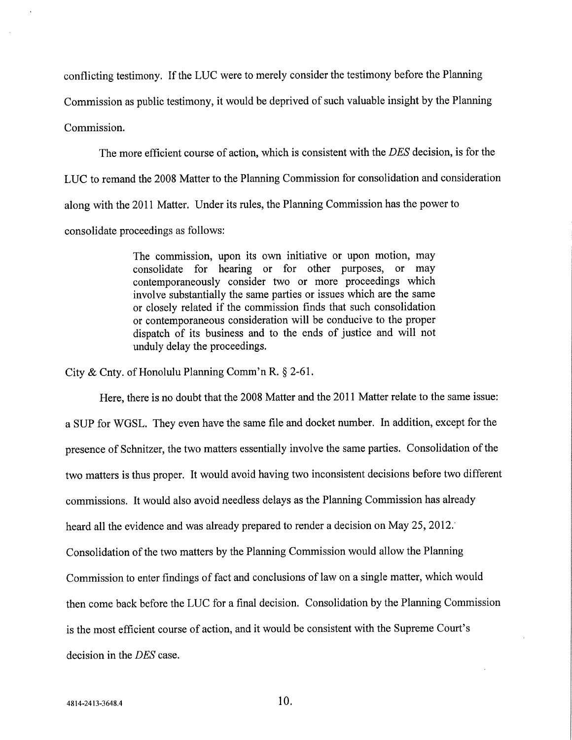conflicting testimony. If the LUC were to merely consider the testimony before the Planning Commission as public testimony, it would be deprived of such valuable insight by the Planning Commission.

The more efficient course of action, which is consistent with the *DES* decision, is for the LUC to remand the 2008 Matter to the Planning Commission for consolidation and consideration along with the 2011 Matter. Under its rules, the Planning Commission has the power to consolidate proceedings as follows:

> The commission, upon its own initiative or upon motion, may consolidate for hearing or for other purposes, or may contemporaneously consider two or more proceedings which involve substantially the same parties or issues which are the same or closely related if the commission finds that such consolidation or contemporaneous consideration will be conducive to the proper dispatch of its business and to the ends of justice and will not unduly delay the proceedings.

City & Cnty. of Honolulu Planning Comm'n R. § 2-61.

Here, there is no doubt that the 2008 Matter and the 2011 Matter relate to the same issue: a SUP for WGSL. They even have the same file and docket number. In addition, except for the presence of Schnitzer, the two matters essentially involve the same parties. Consolidation of the two matters is thus proper. It would avoid having two inconsistent decisions before two different commissions. It would also avoid needless delays as the Planning Commission has already heard all the evidence and was already prepared to render a decision on May 25, 2012. Consolidation of the two matters by the Planning Commission would allow the Planning Commission to enter findings of fact and conclusions of law on a single matter, which would then come back before the LUC for a final decision. Consolidation by the Planning Commission is the most efficient course of action, and it would be consistent with the Supreme Court's decision in the *DES* case.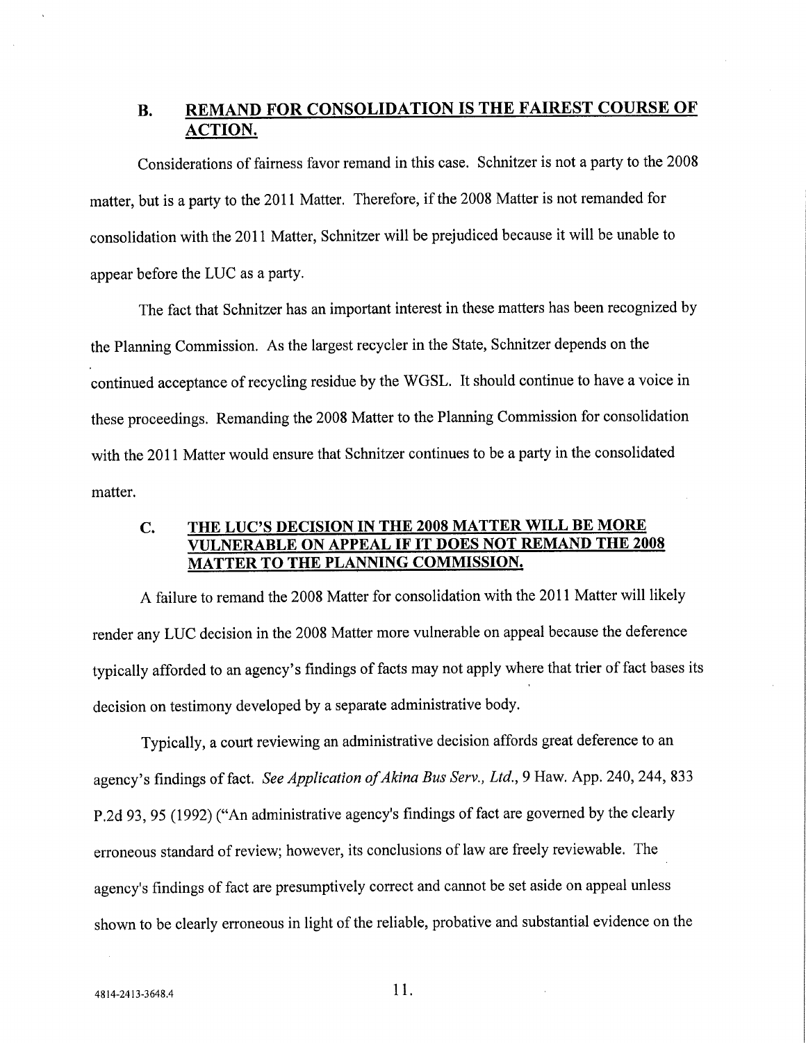## B. REMAND FOR CONSOLIDATION IS THE FAIREST COURSE OF ACTION.

Considerations of fairness favor remand in this case. Schnitzer is not a party to the 2008 matter, but is a party to the 2011 Matter. Therefore, if the 2008 Matter is not remanded for consolidation with the 2011 Matter, Schnitzer will be prejudiced because it will be unable to appear before the LUC as a party.

The fact that Schnitzer has an important interest in these matters has been recognized by the Planning Commission. As the largest recycler in the State, Schnitzer depends on the continued acceptance of recycling residue by the WGSL. It should continue to have a voice in these proceedings. Remanding the 2008 Matter to the Planning Commission for consolidation with the 2011 Matter would ensure that Schnitzer continues to be a party in the consolidated matter.

## C. THE LUC'S DECISION IN THE 2008 MATTER WILL BE MORE VULNERABLE ON APPEAL IF IT DOES NOT REMAND THE 2008 MATTER TO THE PLANNING COMMISSION.

A failure to remand the 2008 Matter for consolidation with the 2011 Matter will likely render any LUC decision in the 2008 Matter more vulnerable on appeal because the deference typically afforded to an agency's findings of facts may not apply where that trier of fact bases its decision on testimony developed by a separate administrative body.

Typically, a court reviewing an administrative decision affords great deference to an agency's findings of fact. *See Application of Akina Bus Serv., Ltd.*, 9 Haw. App. 240, 244, 833 P.2d 93, 95 (1992) ("An administrative agency's findings of fact are governed by the clearly erroneous standard of review; however, its conclusions of law are freely reviewable. The agency's findings of fact are presumptively correct and cannot be set aside on appeal unless shown to be clearly erroneous in light of the reliable, probative and substantial evidence on the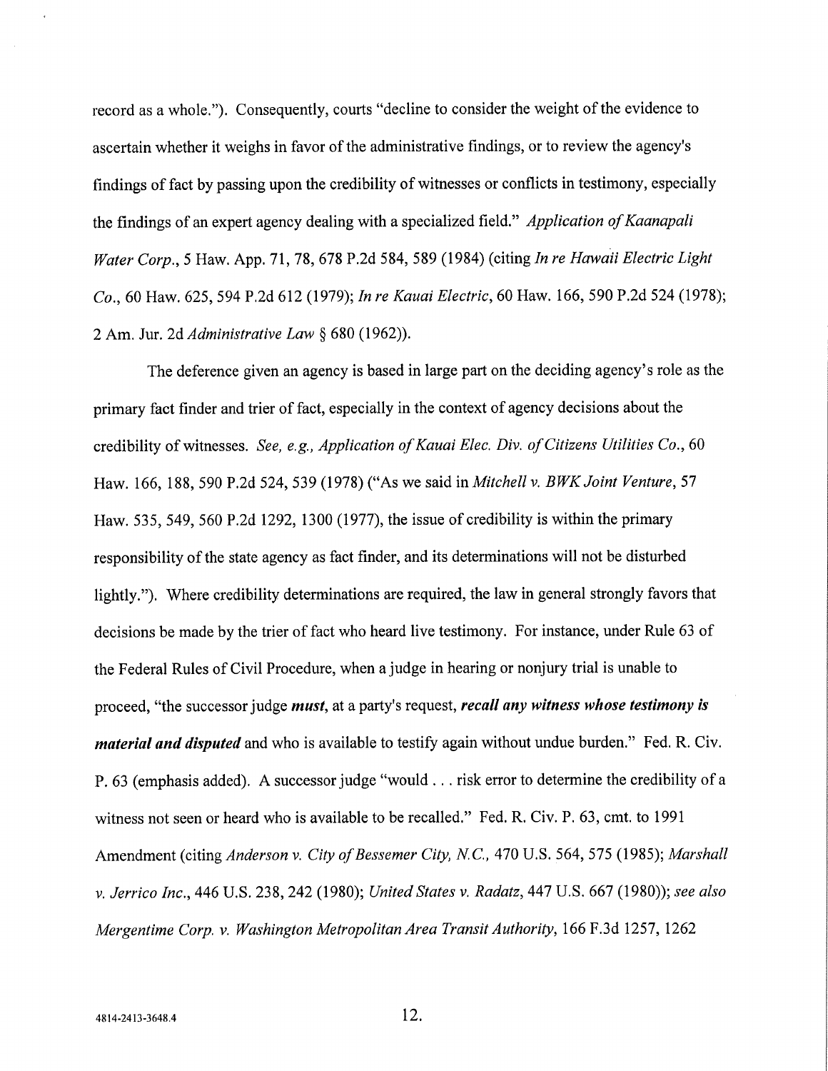record as a whole."). Consequently, courts "decline to consider the weight of the evidence to ascertain whether it weighs in favor of the administrative findings, or to review the agency's findings of fact by passing upon the credibility of witnesses or conflicts in testimony, especially the findings of an expert agency dealing with a specialized field." *Application of Kaanapali Water Corp.*, 5 Haw. App. 71, 78, 678 P.2d 584, 589 (1984) (citing *In re Hawaii Electric Light Co.*, 60 Haw. 625, 594 P.2d 612 (1979); *In re Kauai Electric*, 60 Haw. 166, 590 P.2d 524 (1978); 2 Am. Jur. 2d *Administrative Law* § 680 (1962)).

The deference given an agency is based in large part on the deciding agency's role as the primary fact finder and trier of fact, especially in the context of agency decisions about the credibility of witnesses. *See, e.g., Application of Kauai Elec. Div. of Citizens Utilities Co.*, 60 Haw. 166, 188, 590 P.2d 524, 539 (1978) ("As we said in *Mitchell v. BWK Joint Venture*, 57 Haw. 535, 549, 560 P.2d 1292, 1300 (1977), the issue of credibility is within the primary responsibility of the state agency as fact finder, and its determinations will not be disturbed lightly."). Where credibility determinations are required, the law in general strongly favors that decisions be made by the trier of fact who heard live testimony. For instance, under Rule 63 of the Federal Rules of Civil Procedure, when a judge in hearing or nonjury trial is unable to proceed, "the successor judge ***must***, at a party's request, ***recall any witness whose testimony is material and disputed*** and who is available to testify again without undue burden." Fed. R. Civ. P. 63 (emphasis added). A successor judge "would . . . risk error to determine the credibility of a witness not seen or heard who is available to be recalled." Fed. R. Civ. P. 63, cmt. to 1991 Amendment (citing *Anderson v. City of Bessemer City, N.C.*, 470 U.S. 564, 575 (1985); *Marshall v. Jerrico Inc.*, 446 U.S. 238, 242 (1980); *United States v. Radatz*, 447 U.S. 667 (1980)); *see also Mergentime Corp. v. Washington Metropolitan Area Transit Authority*, 166 F.3d 1257, 1262

4814-2413-3648.4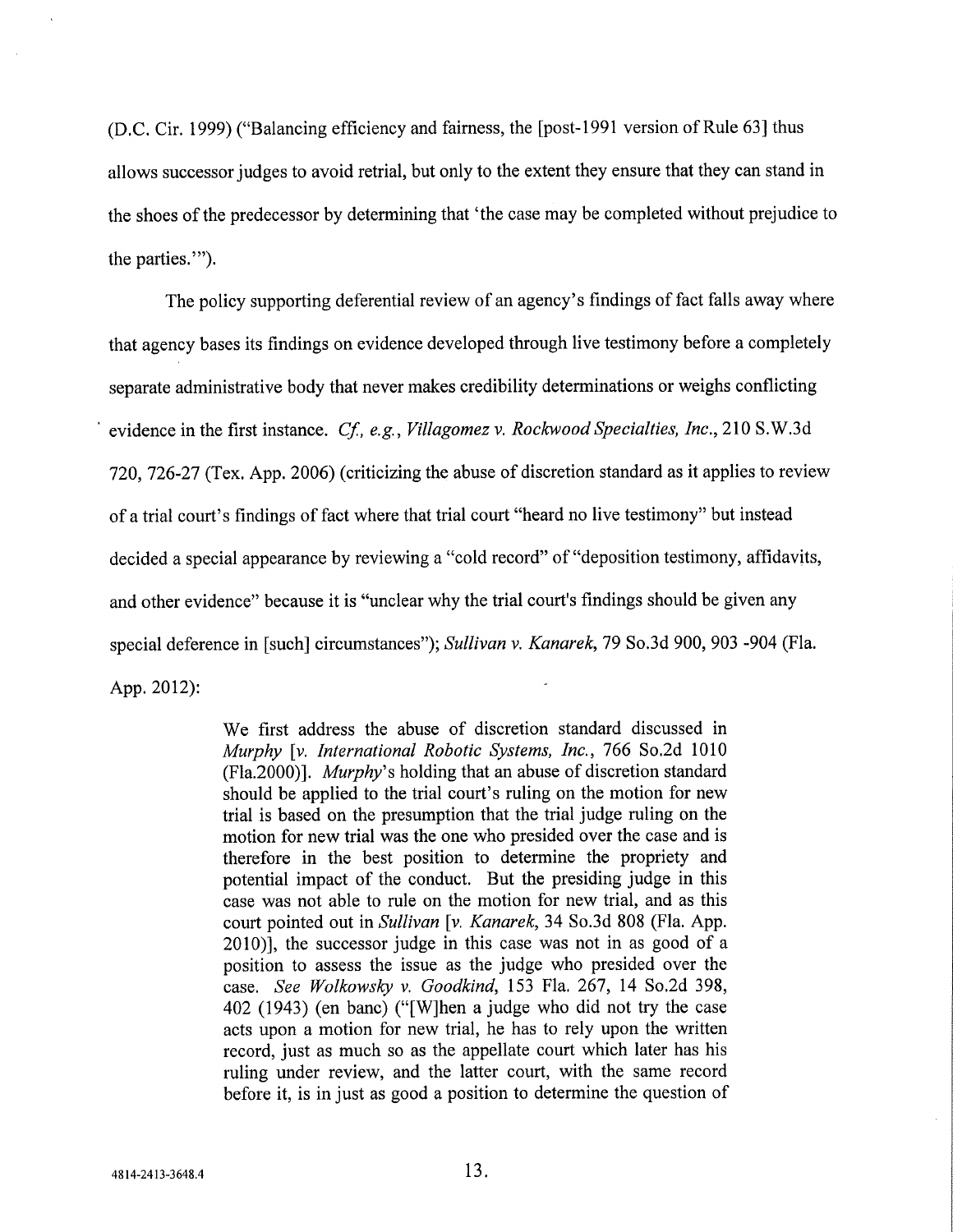(D.C. Cir. 1999) ("Balancing efficiency and fairness, the [post-1991 version of Rule 63] thus allows successor judges to avoid retrial, but only to the extent they ensure that they can stand in the shoes of the predecessor by determining that 'the case may be completed without prejudice to the parties.'").

The policy supporting deferential review of an agency's findings of fact falls away where that agency bases its findings on evidence developed through live testimony before a completely separate administrative body that never makes credibility determinations or weighs conflicting evidence in the first instance. *Cf., e.g., Villagomez v. Rockwood Specialties, Inc.*, 210 S.W.3d 720, 726-27 (Tex. App. 2006) (criticizing the abuse of discretion standard as it applies to review of a trial court's findings of fact where that trial court "heard no live testimony" but instead decided a special appearance by reviewing a "cold record" of "deposition testimony, affidavits, and other evidence" because it is "unclear why the trial court's findings should be given any special deference in [such] circumstances"); *Sullivan v. Kanarek*, 79 So.3d 900, 903 -904 (Fla. App. 2012):

> We first address the abuse of discretion standard discussed in *Murphy* [*v. International Robotic Systems, Inc.*, 766 So.2d 1010 (Fla.2000)]. *Murphy*'s holding that an abuse of discretion standard should be applied to the trial court's ruling on the motion for new trial is based on the presumption that the trial judge ruling on the motion for new trial was the one who presided over the case and is therefore in the best position to determine the propriety and potential impact of the conduct. But the presiding judge in this case was not able to rule on the motion for new trial, and as this court pointed out in *Sullivan* [*v. Kanarek*, 34 So.3d 808 (Fla. App. 2010)], the successor judge in this case was not in as good of a position to assess the issue as the judge who presided over the case. *See Wolkowsky v. Goodkind*, 153 Fla. 267, 14 So.2d 398, 402 (1943) (en banc) ("[W]hen a judge who did not try the case acts upon a motion for new trial, he has to rely upon the written record, just as much so as the appellate court which later has his ruling under review, and the latter court, with the same record before it, is in just as good a position to determine the question of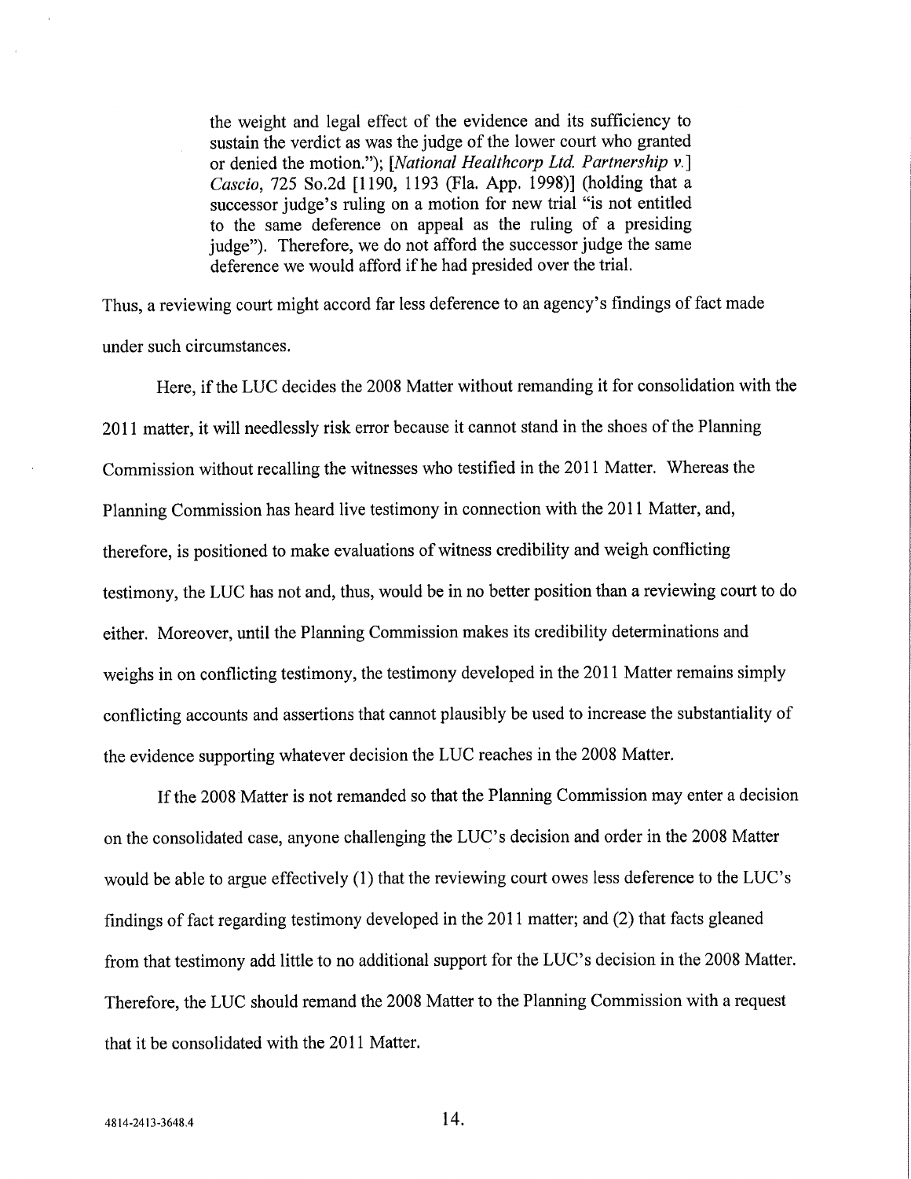> the weight and legal effect of the evidence and its sufficiency to sustain the verdict as was the judge of the lower court who granted or denied the motion."); [*National Healthcorp Ltd. Partnership v.*] *Cascio*, 725 So.2d [1190, 1193 (Fla. App. 1998)] (holding that a successor judge's ruling on a motion for new trial "is not entitled to the same deference on appeal as the ruling of a presiding judge"). Therefore, we do not afford the successor judge the same deference we would afford if he had presided over the trial.

Thus, a reviewing court might accord far less deference to an agency's findings of fact made under such circumstances.

Here, if the LUC decides the 2008 Matter without remanding it for consolidation with the 2011 matter, it will needlessly risk error because it cannot stand in the shoes of the Planning Commission without recalling the witnesses who testified in the 2011 Matter. Whereas the Planning Commission has heard live testimony in connection with the 2011 Matter, and, therefore, is positioned to make evaluations of witness credibility and weigh conflicting testimony, the LUC has not and, thus, would be in no better position than a reviewing court to do either. Moreover, until the Planning Commission makes its credibility determinations and weighs in on conflicting testimony, the testimony developed in the 2011 Matter remains simply conflicting accounts and assertions that cannot plausibly be used to increase the substantiality of the evidence supporting whatever decision the LUC reaches in the 2008 Matter.

If the 2008 Matter is not remanded so that the Planning Commission may enter a decision on the consolidated case, anyone challenging the LUC's decision and order in the 2008 Matter would be able to argue effectively (1) that the reviewing court owes less deference to the LUC's findings of fact regarding testimony developed in the 2011 matter; and (2) that facts gleaned from that testimony add little to no additional support for the LUC's decision in the 2008 Matter. Therefore, the LUC should remand the 2008 Matter to the Planning Commission with a request that it be consolidated with the 2011 Matter.

4814-2413-3648.4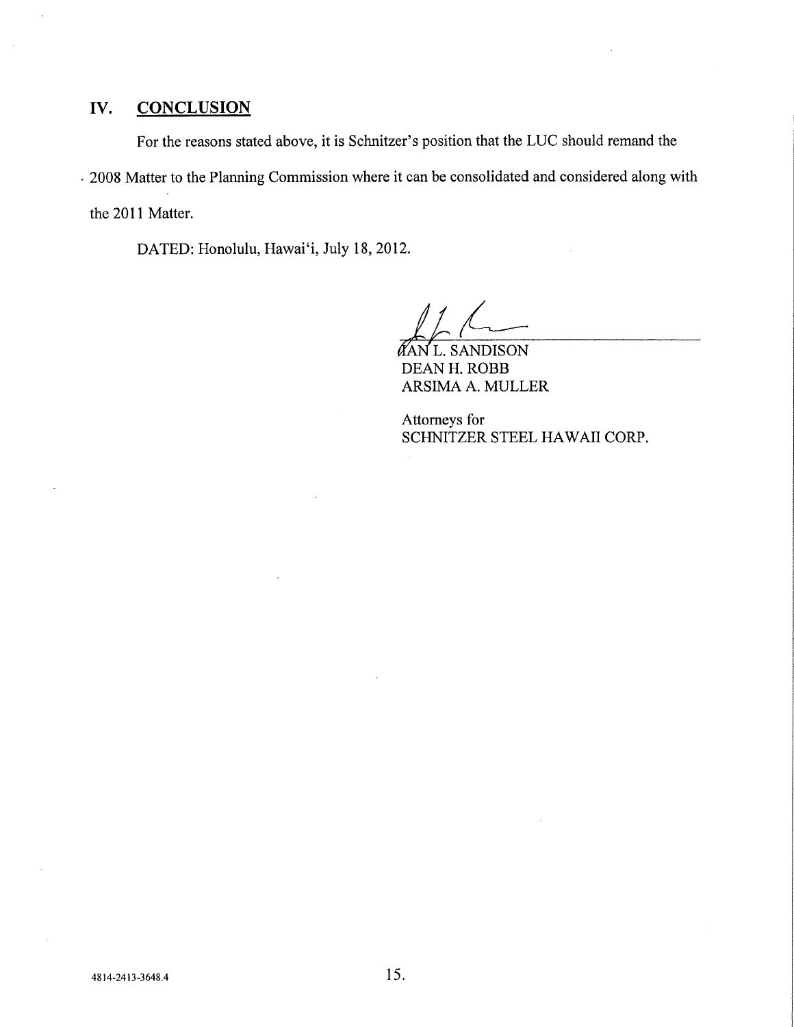## IV. CONCLUSION

For the reasons stated above, it is Schnitzer's position that the LUC should remand the 2008 Matter to the Planning Commission where it can be consolidated and considered along with the 2011 Matter.

DATED: Honolulu, Hawai'i, July 18, 2012.

IAN L. SANDISON
DEAN H. ROBB
ARSIMA A. MULLER

Attorneys for
SCHNITZER STEEL HAWAII CORP.

4814-2413-3648.4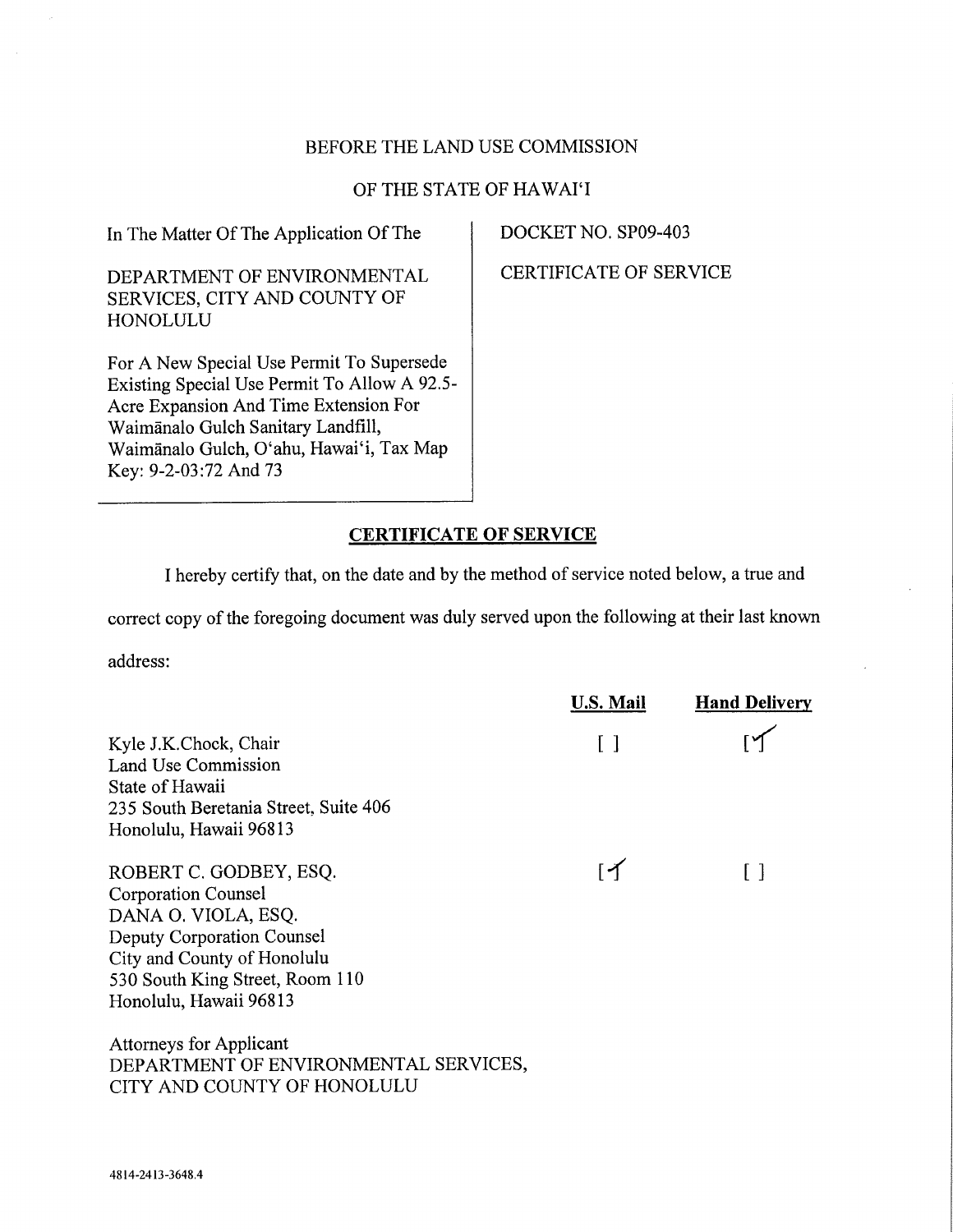BEFORE THE LAND USE COMMISSION

OF THE STATE OF HAWAIʻI

| | |
|---|---|
| In The Matter Of The Application Of The<br><br>DEPARTMENT OF ENVIRONMENTAL SERVICES, CITY AND COUNTY OF HONOLULU<br><br>For A New Special Use Permit To Supersede Existing Special Use Permit To Allow A 92.5-Acre Expansion And Time Extension For Waimānalo Gulch Sanitary Landfill, Waimānalo Gulch, Oʻahu, Hawaiʻi, Tax Map Key: 9-2-03:72 And 73 | DOCKET NO. SP09-403<br><br>CERTIFICATE OF SERVICE |

## CERTIFICATE OF SERVICE

I hereby certify that, on the date and by the method of service noted below, a true and correct copy of the foregoing document was duly served upon the following at their last known address:

| | U.S. Mail | Hand Delivery |
|---|---|---|
| Kyle J.K.Chock, Chair<br>Land Use Commission<br>State of Hawaii<br>235 South Beretania Street, Suite 406<br>Honolulu, Hawaii 96813 | [ ] | [✓] |
| ROBERT C. GODBEY, ESQ.<br>Corporation Counsel<br>DANA O. VIOLA, ESQ.<br>Deputy Corporation Counsel<br>City and County of Honolulu<br>530 South King Street, Room 110<br>Honolulu, Hawaii 96813<br><br>Attorneys for Applicant<br>DEPARTMENT OF ENVIRONMENTAL SERVICES, CITY AND COUNTY OF HONOLULU | [✓] | [ ] |

4814-2413-3648.4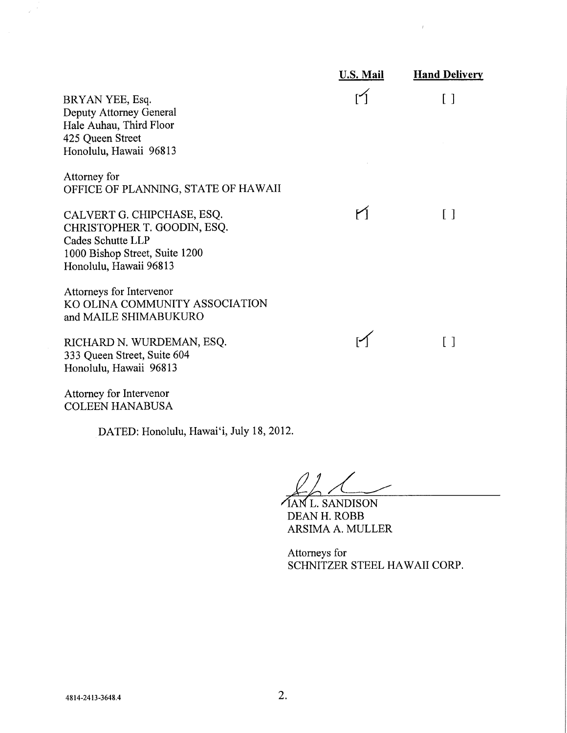| | U.S. Mail | Hand Delivery |
|---|---|---|
| BRYAN YEE, Esq.<br>Deputy Attorney General<br>Hale Auhau, Third Floor<br>425 Queen Street<br>Honolulu, Hawaii 96813<br><br>Attorney for<br>OFFICE OF PLANNING, STATE OF HAWAII | [✓] | [ ] |
| CALVERT G. CHIPCHASE, ESQ.<br>CHRISTOPHER T. GOODIN, ESQ.<br>Cades Schutte LLP<br>1000 Bishop Street, Suite 1200<br>Honolulu, Hawaii 96813<br><br>Attorneys for Intervenor<br>KO OLINA COMMUNITY ASSOCIATION<br>and MAILE SHIMABUKURO | [✓] | [ ] |
| RICHARD N. WURDEMAN, ESQ.<br>333 Queen Street, Suite 604<br>Honolulu, Hawaii 96813<br><br>Attorney for Intervenor<br>COLEEN HANABUSA | [✓] | [ ] |

DATED: Honolulu, Hawai'i, July 18, 2012.

IAN L. SANDISON
DEAN H. ROBB
ARSIMA A. MULLER

Attorneys for
SCHNITZER STEEL HAWAII CORP.

4814-2413-3648.4